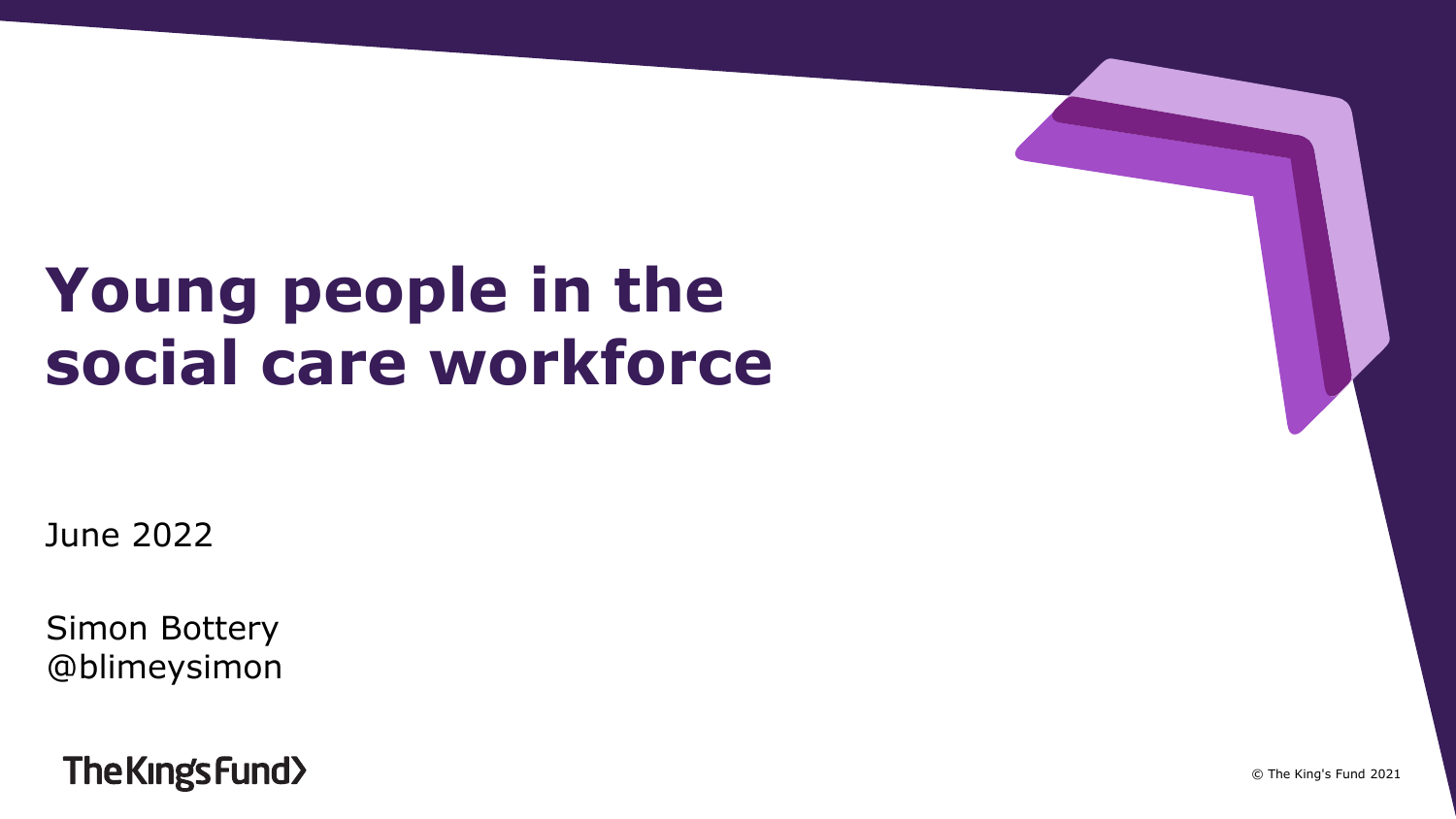# Young people in the social care workforce

June 2022

Simon Bottery
@blimeysimon

The King's Fund

© The King's Fund 2021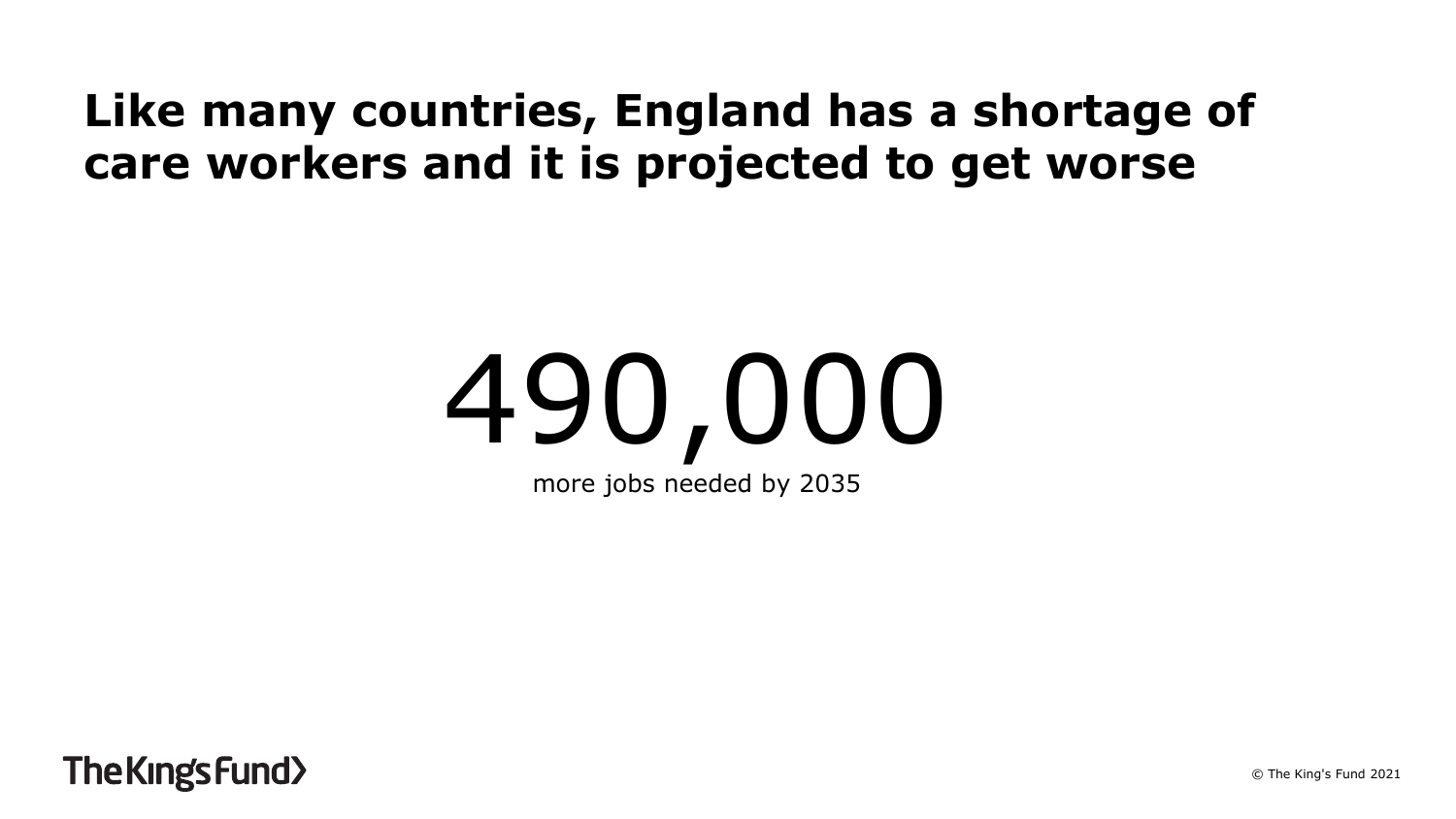# Like many countries, England has a shortage of care workers and it is projected to get worse

490,000

more jobs needed by 2035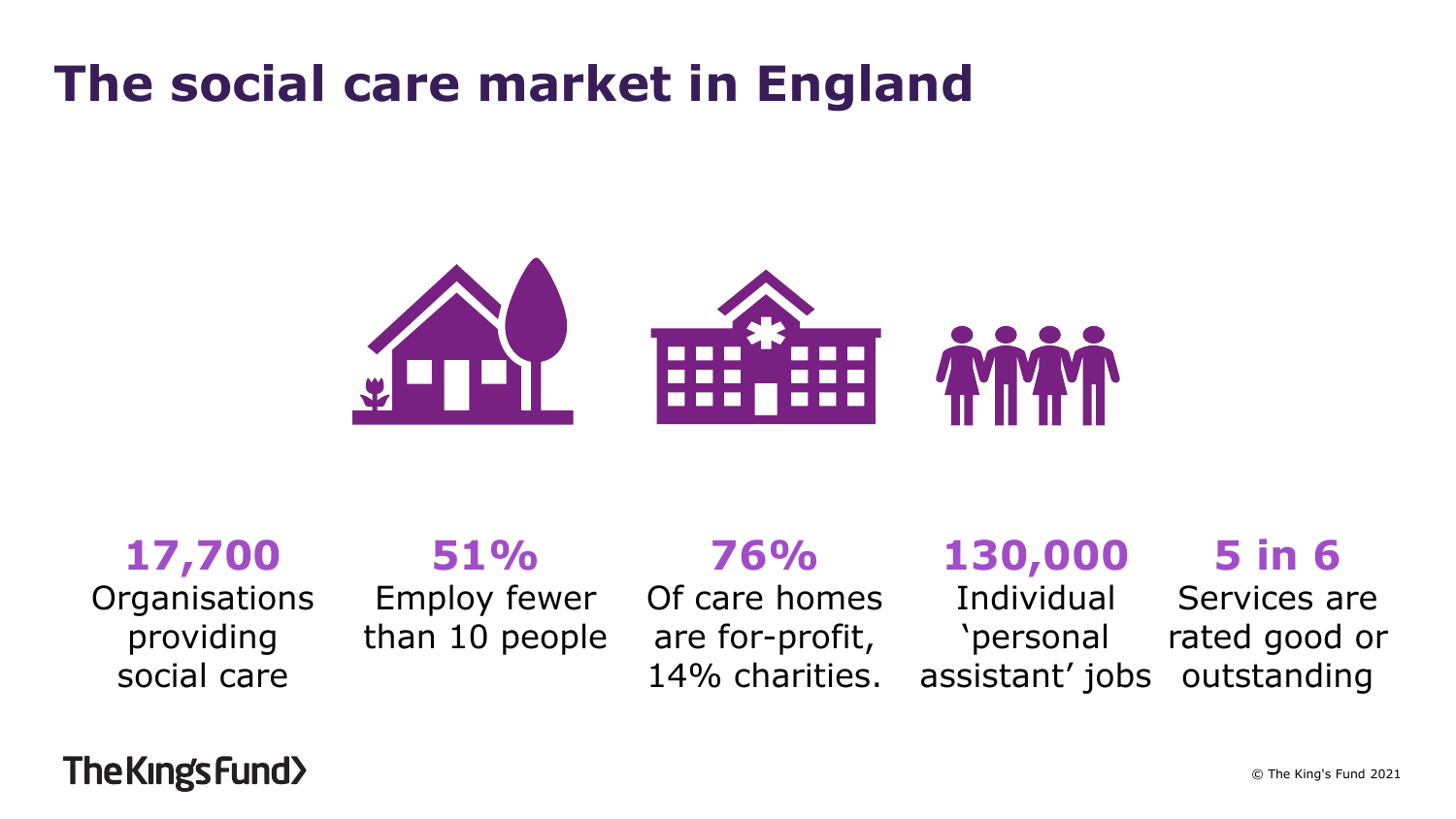# The social care market in England

**17,700**
Organisations providing social care

**51%**
Employ fewer than 10 people

**76%**
Of care homes are for-profit, 14% charities.

**130,000**
Individual 'personal assistant' jobs

**5 in 6**
Services are rated good or outstanding

The King's Fund

© The King's Fund 2021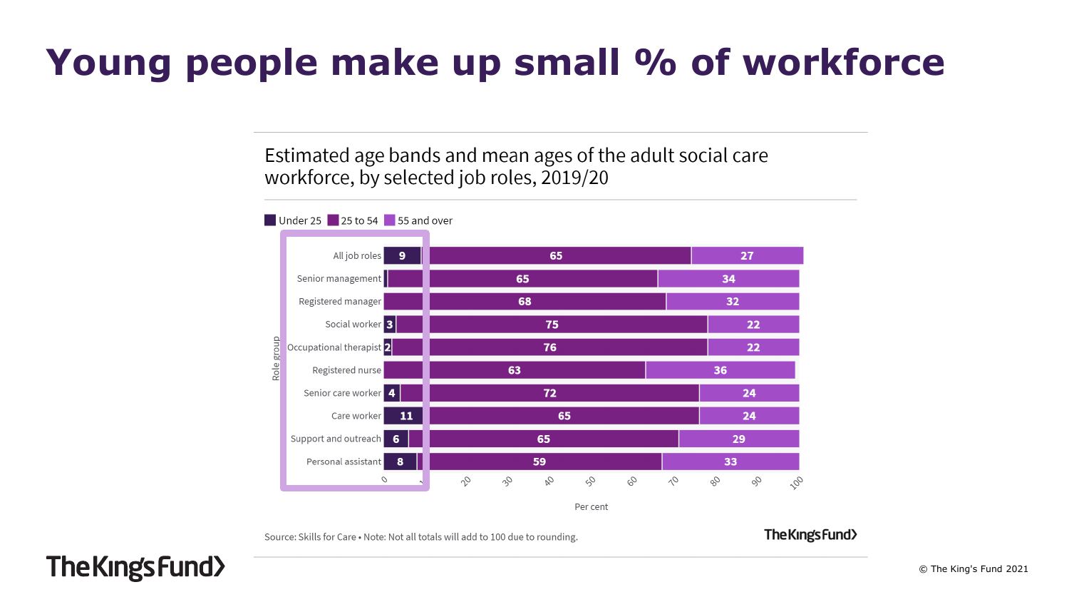# Young people make up small % of workforce

Estimated age bands and mean ages of the adult social care workforce, by selected job roles, 2019/20

| Role group | Under 25 | 25 to 54 | 55 and over |
|---|---|---|---|
| All job roles | 9 | 65 | 27 |
| Senior management | | 65 | 34 |
| Registered manager | | 68 | 32 |
| Social worker | 3 | 75 | 22 |
| Occupational therapist | 2 | 76 | 22 |
| Registered nurse | | 63 | 36 |
| Senior care worker | 4 | 72 | 24 |
| Care worker | 11 | 65 | 24 |
| Support and outreach | 6 | 65 | 29 |
| Personal assistant | 8 | 59 | 33 |

Per cent

Source: Skills for Care • Note: Not all totals will add to 100 due to rounding.

The King's Fund

© The King's Fund 2021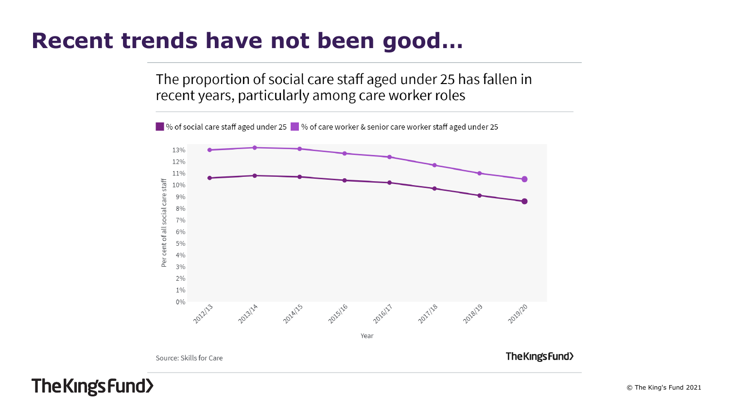# Recent trends have not been good…

The proportion of social care staff aged under 25 has fallen in recent years, particularly among care worker roles

■ % of social care staff aged under 25 ■ % of care worker & senior care worker staff aged under 25

Per cent of all social care staff

13%
12%
11%
10%
9%
8%
7%
6%
5%
4%
3%
2%
1%
0%

2012/13 2013/14 2014/15 2015/16 2016/17 2017/18 2018/19 2019/20

Year

Source: Skills for Care

The King's Fund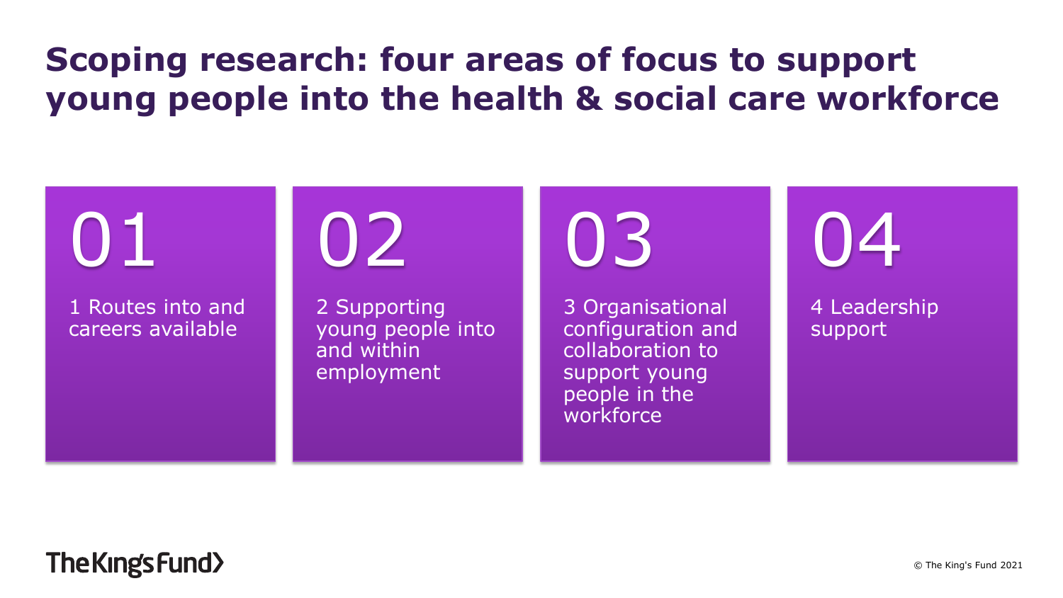# Scoping research: four areas of focus to support young people into the health & social care workforce

**01**

1 Routes into and careers available

**02**

2 Supporting young people into and within employment

**03**

3 Organisational configuration and collaboration to support young people in the workforce

**04**

4 Leadership support

The King's Fund

© The King's Fund 2021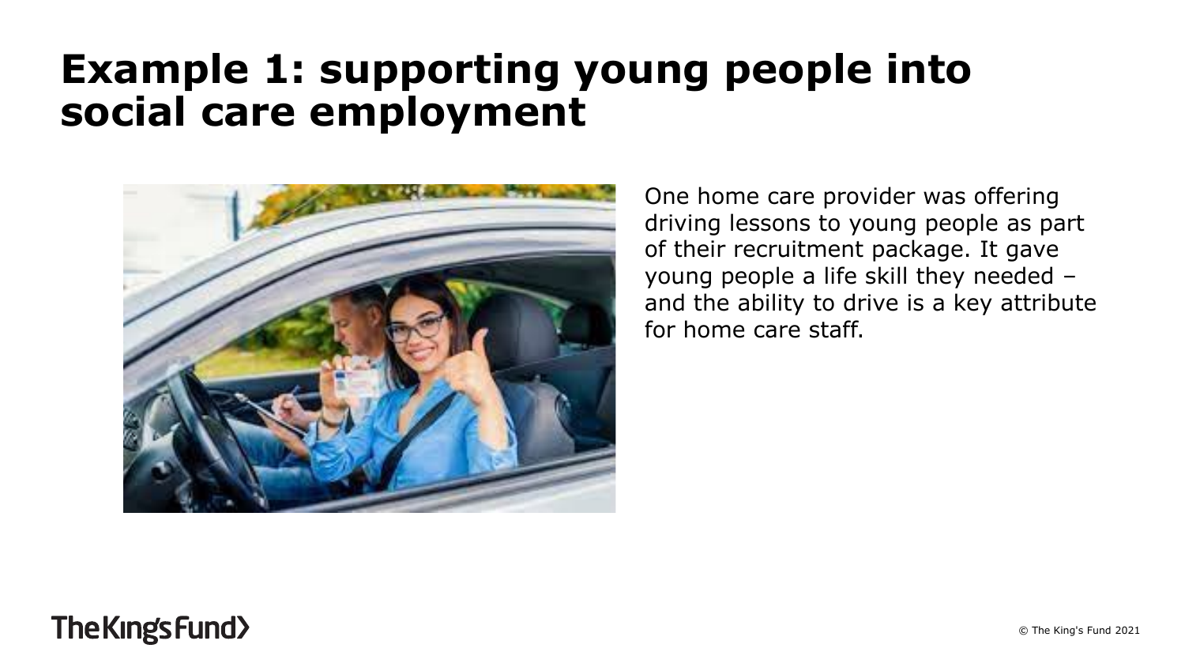# Example 1: supporting young people into social care employment

One home care provider was offering driving lessons to young people as part of their recruitment package. It gave young people a life skill they needed – and the ability to drive is a key attribute for home care staff.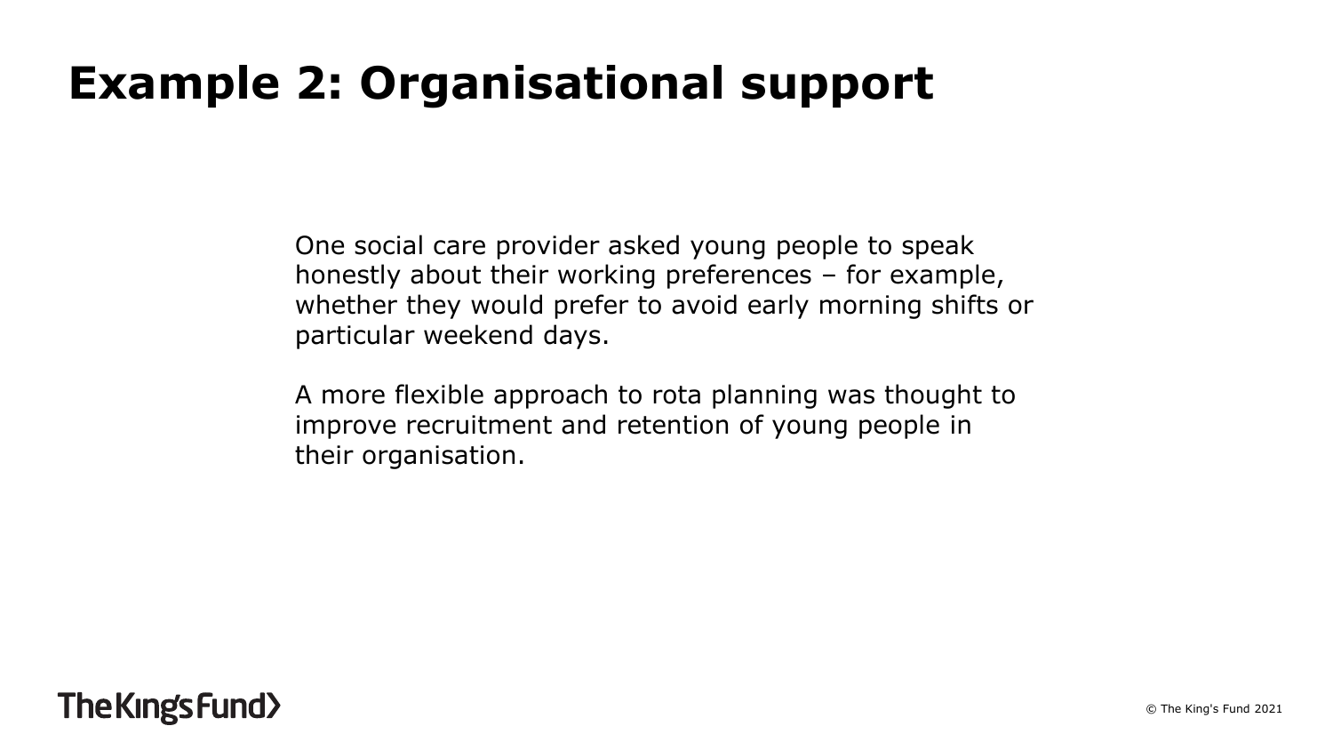# Example 2: Organisational support

One social care provider asked young people to speak honestly about their working preferences – for example, whether they would prefer to avoid early morning shifts or particular weekend days.

A more flexible approach to rota planning was thought to improve recruitment and retention of young people in their organisation.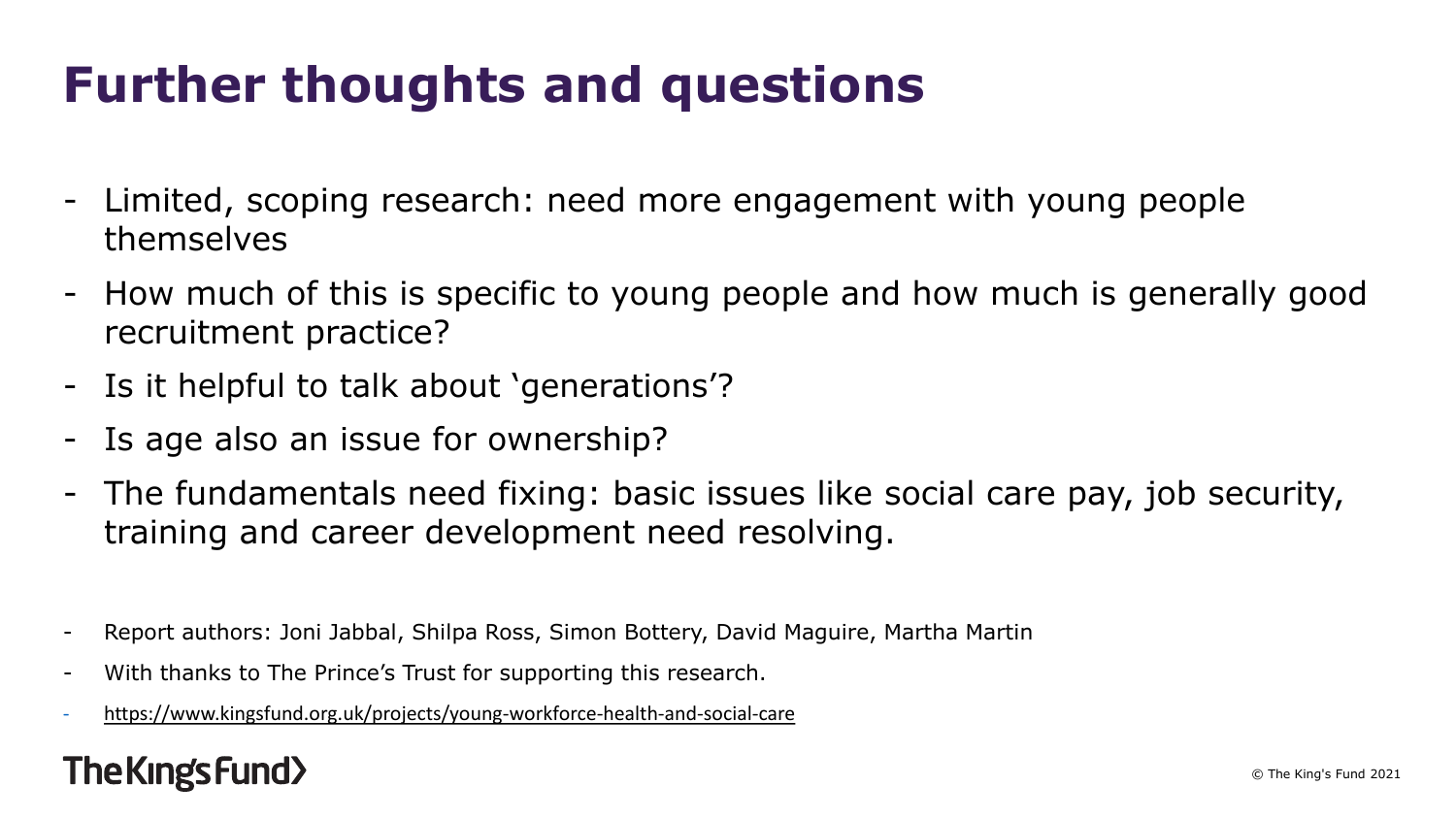# Further thoughts and questions

- Limited, scoping research: need more engagement with young people themselves
- How much of this is specific to young people and how much is generally good recruitment practice?
- Is it helpful to talk about 'generations'?
- Is age also an issue for ownership?
- The fundamentals need fixing: basic issues like social care pay, job security, training and career development need resolving.

- Report authors: Joni Jabbal, Shilpa Ross, Simon Bottery, David Maguire, Martha Martin
- With thanks to The Prince's Trust for supporting this research.
- https://www.kingsfund.org.uk/projects/young-workforce-health-and-social-care

The King's Fund

© The King's Fund 2021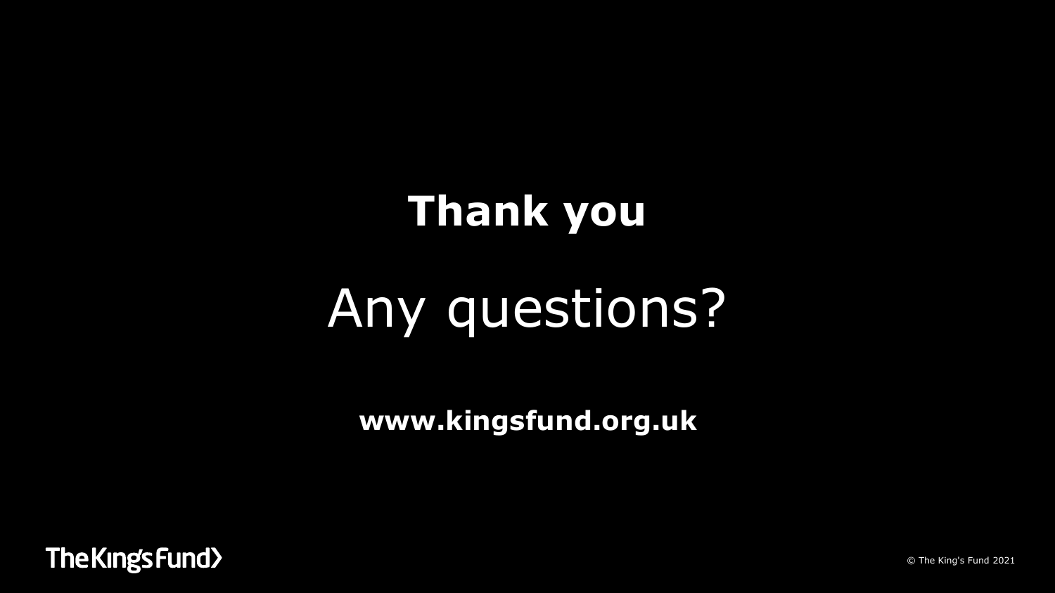**Thank you**

Any questions?

**www.kingsfund.org.uk**

The King's Fund

© The King's Fund 2021